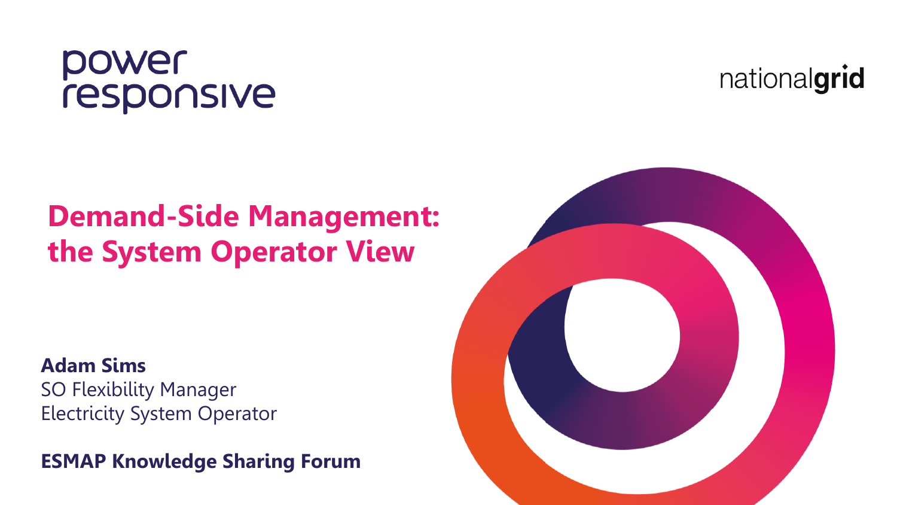power responsive

nationalgrid

# Demand-Side Management: the System Operator View

**Adam Sims**
SO Flexibility Manager
Electricity System Operator

**ESMAP Knowledge Sharing Forum**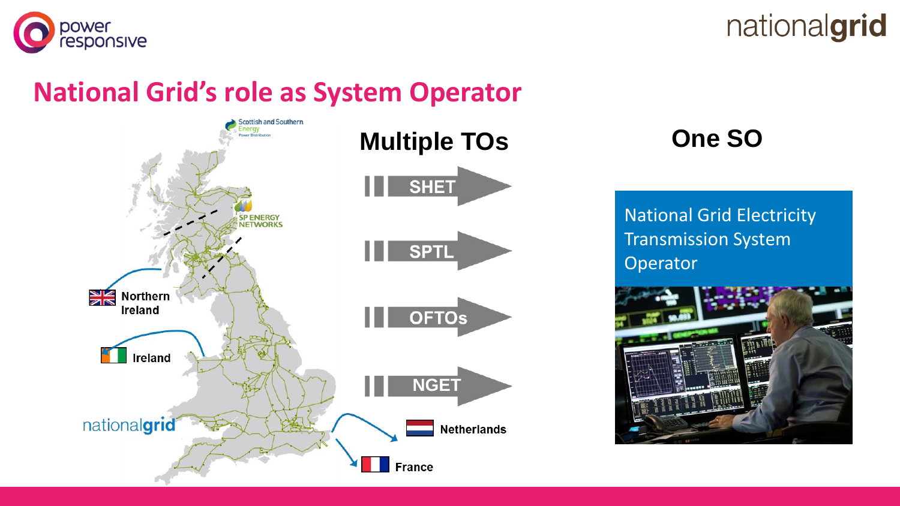# National Grid's role as System Operator

Scottish and Southern Energy Power Distribution

SP ENERGY NETWORKS

Northern Ireland

Ireland

nationalgrid

Netherlands

France

## Multiple TOs

- SHET
- SPTL
- OFTOs
- NGET

## One SO

National Grid Electricity Transmission System Operator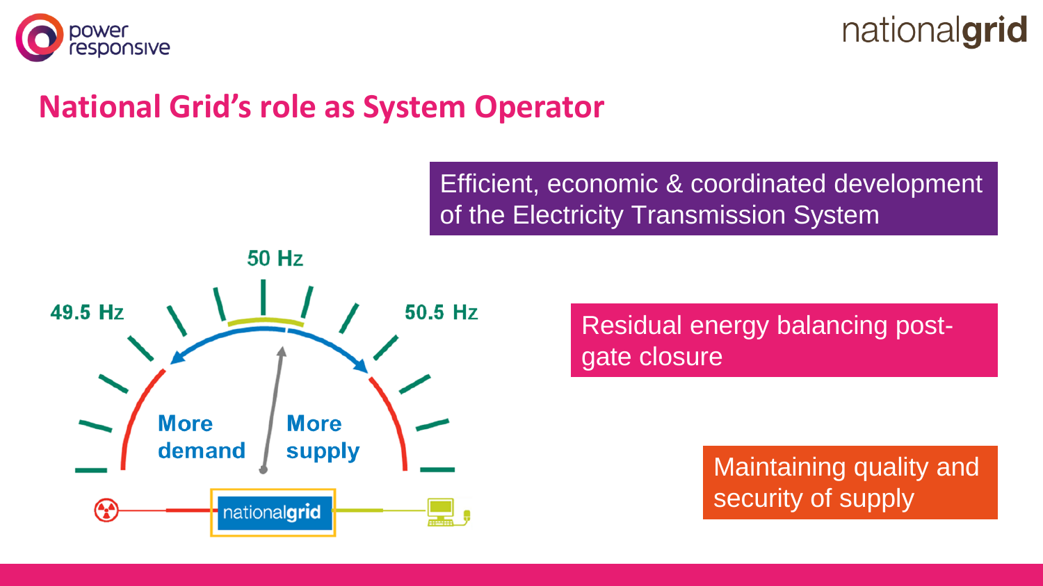# National Grid's role as System Operator

50 Hz

49.5 Hz

50.5 Hz

More demand

More supply

nationalgrid

Efficient, economic & coordinated development of the Electricity Transmission System

Residual energy balancing post-gate closure

Maintaining quality and security of supply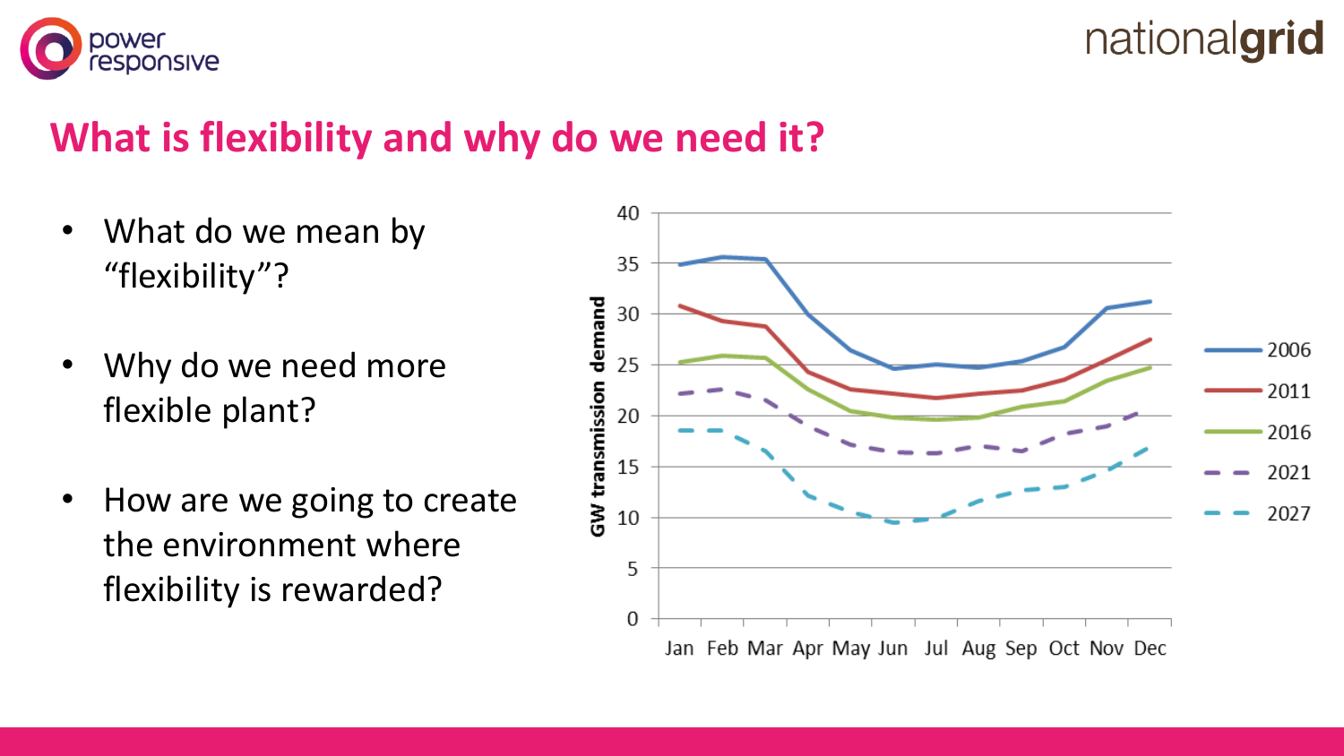# What is flexibility and why do we need it?

- What do we mean by "flexibility"?
- Why do we need more flexible plant?
- How are we going to create the environment where flexibility is rewarded?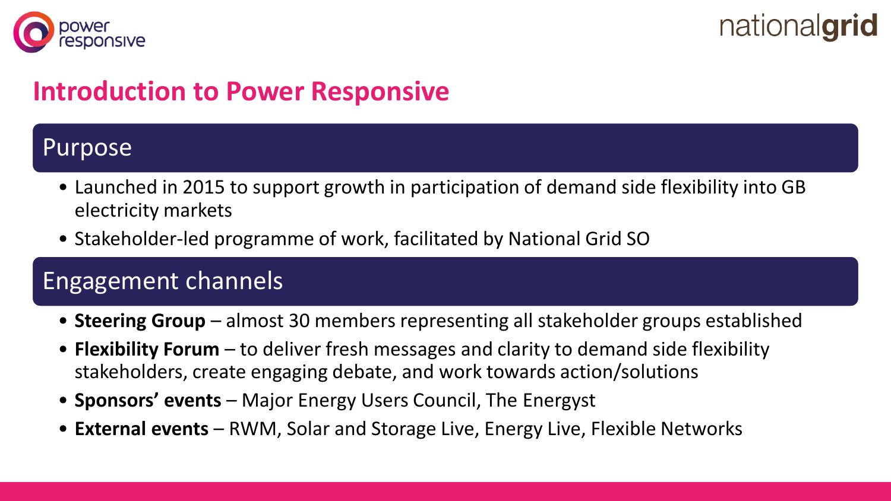# Introduction to Power Responsive

## Purpose

- Launched in 2015 to support growth in participation of demand side flexibility into GB electricity markets
- Stakeholder-led programme of work, facilitated by National Grid SO

## Engagement channels

- **Steering Group** – almost 30 members representing all stakeholder groups established
- **Flexibility Forum** – to deliver fresh messages and clarity to demand side flexibility stakeholders, create engaging debate, and work towards action/solutions
- **Sponsors' events** – Major Energy Users Council, The Energyst
- **External events** – RWM, Solar and Storage Live, Energy Live, Flexible Networks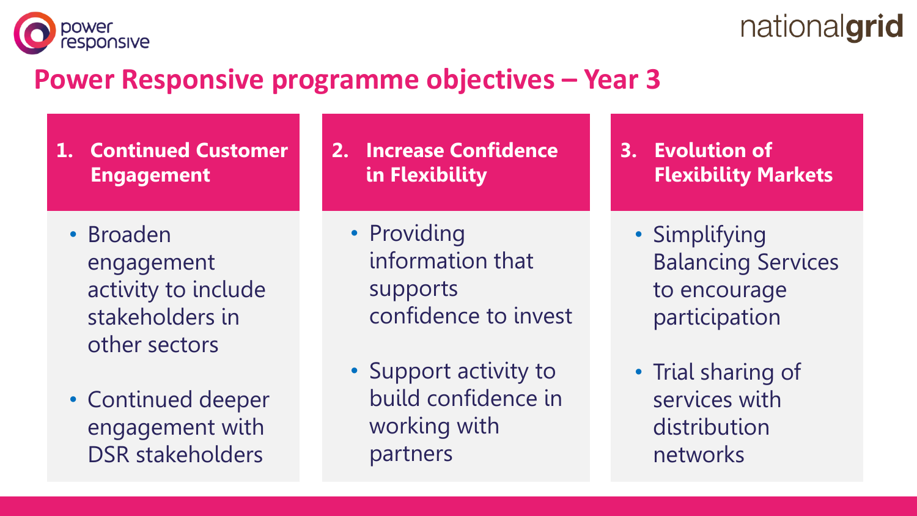# Power Responsive programme objectives – Year 3

### 1. Continued Customer Engagement

- Broaden engagement activity to include stakeholders in other sectors
- Continued deeper engagement with DSR stakeholders

### 2. Increase Confidence in Flexibility

- Providing information that supports confidence to invest
- Support activity to build confidence in working with partners

### 3. Evolution of Flexibility Markets

- Simplifying Balancing Services to encourage participation
- Trial sharing of services with distribution networks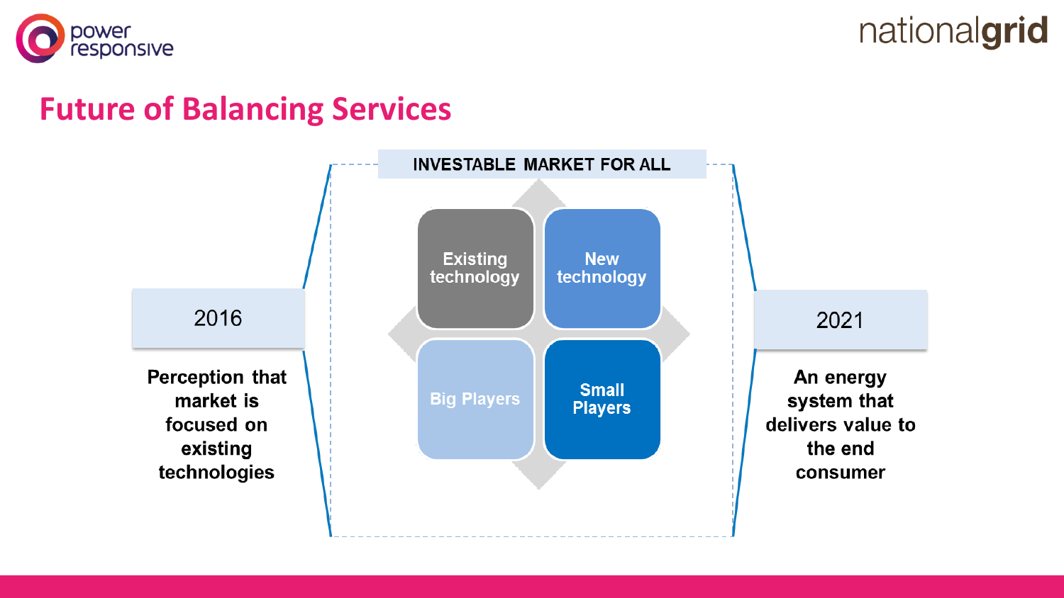# Future of Balancing Services

**INVESTABLE MARKET FOR ALL**

2016

**Perception that market is focused on existing technologies**

**Existing technology**

**New technology**

**Big Players**

**Small Players**

2021

**An energy system that delivers value to the end consumer**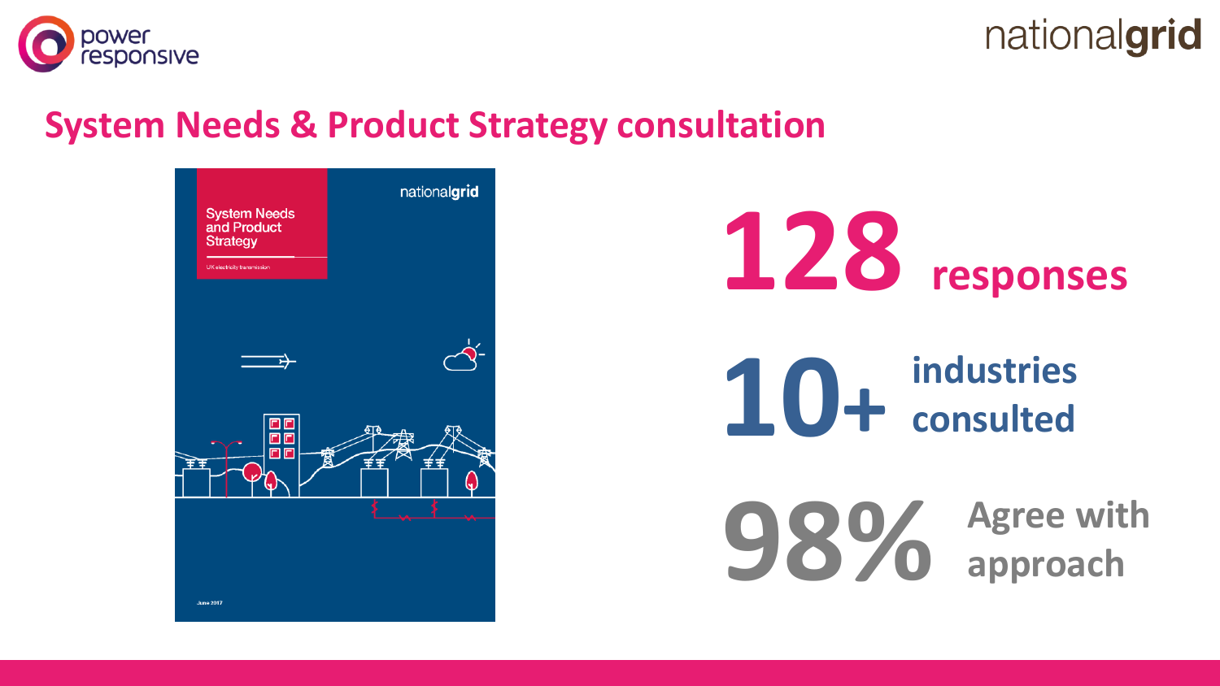# System Needs & Product Strategy consultation

System Needs and Product Strategy

UK electricity transmission

June 2017

**128** responses

**10+** industries consulted

**98%** Agree with approach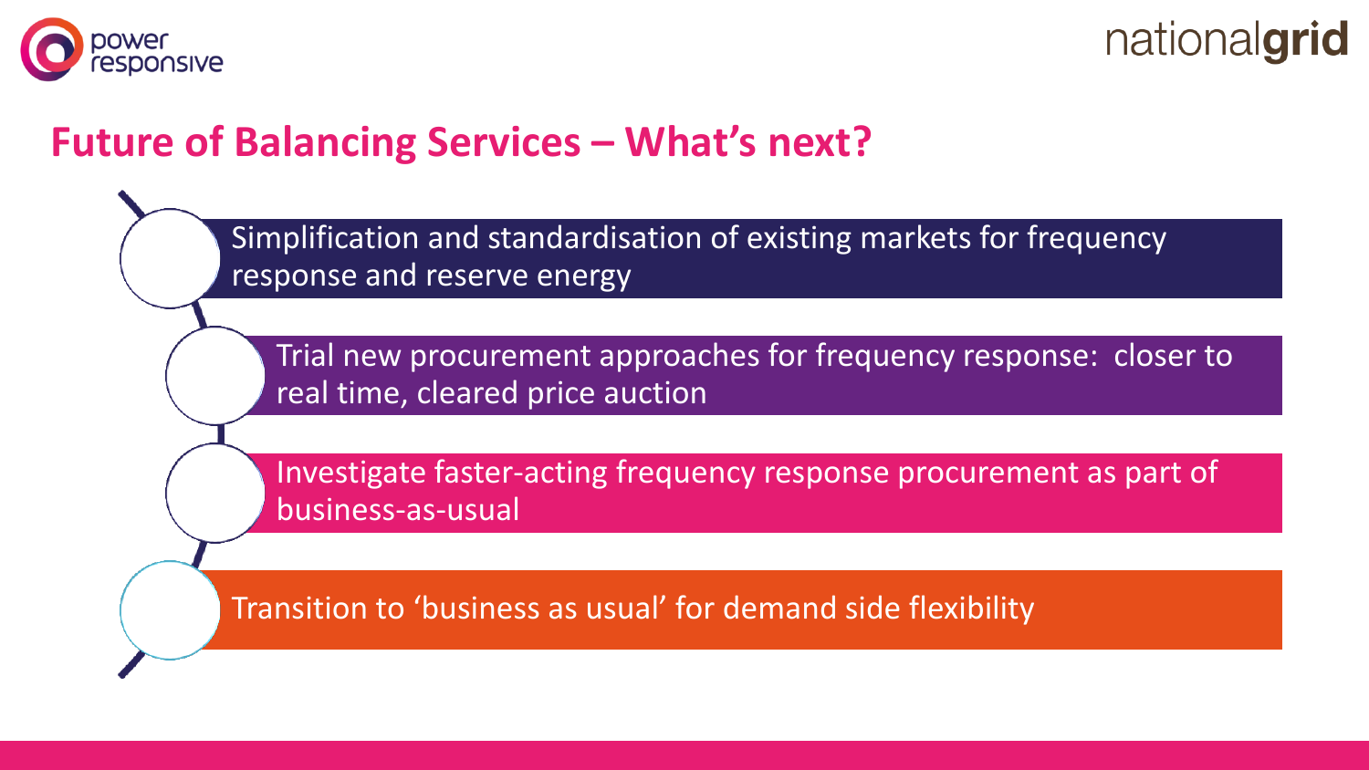## Future of Balancing Services – What's next?

- Simplification and standardisation of existing markets for frequency response and reserve energy
- Trial new procurement approaches for frequency response: closer to real time, cleared price auction
- Investigate faster-acting frequency response procurement as part of business-as-usual
- Transition to 'business as usual' for demand side flexibility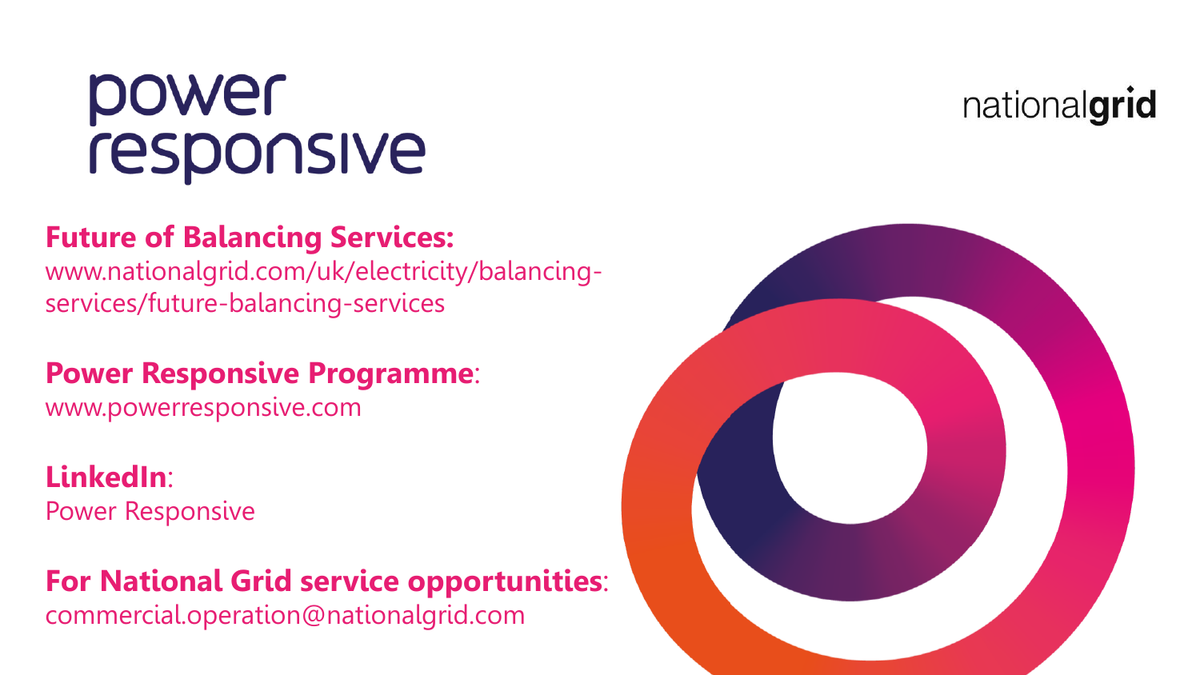power responsive

nationalgrid

**Future of Balancing Services:**
www.nationalgrid.com/uk/electricity/balancing-services/future-balancing-services

**Power Responsive Programme**:
www.powerresponsive.com

**LinkedIn**:
Power Responsive

**For National Grid service opportunities**:
commercial.operation@nationalgrid.com